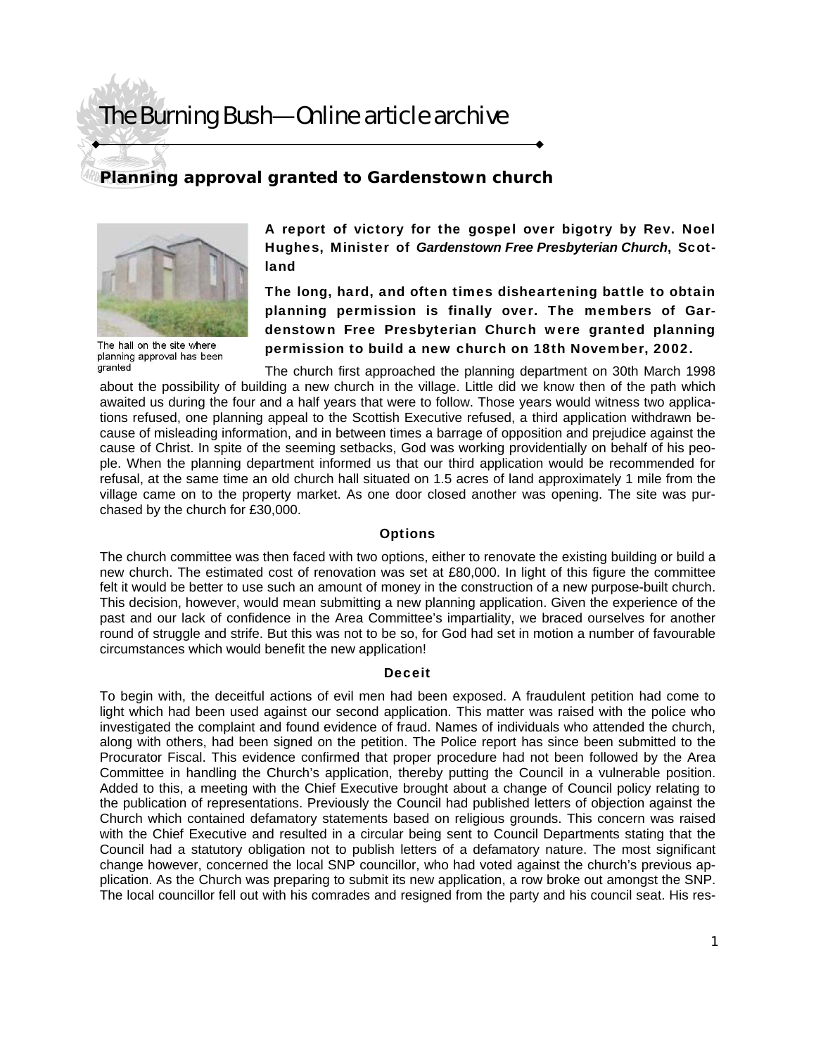# The Burning Bush—Online article archive

## Planning approval granted to Gardenstown church

The hall on the site where planning approval has been granted

**A report of victory for the gospel over bigotry by Rev. Noel Hughes, Minister of *Gardenstown Free Presbyterian Church*, Scotland**

**The long, hard, and often times disheartening battle to obtain planning permission is finally over. The members of Gardenstown Free Presbyterian Church were granted planning permission to build a new church on 18th November, 2002.**

The church first approached the planning department on 30th March 1998 about the possibility of building a new church in the village. Little did we know then of the path which awaited us during the four and a half years that were to follow. Those years would witness two applications refused, one planning appeal to the Scottish Executive refused, a third application withdrawn because of misleading information, and in between times a barrage of opposition and prejudice against the cause of Christ. In spite of the seeming setbacks, God was working providentially on behalf of his people. When the planning department informed us that our third application would be recommended for refusal, at the same time an old church hall situated on 1.5 acres of land approximately 1 mile from the village came on to the property market. As one door closed another was opening. The site was purchased by the church for £30,000.

### Options

The church committee was then faced with two options, either to renovate the existing building or build a new church. The estimated cost of renovation was set at £80,000. In light of this figure the committee felt it would be better to use such an amount of money in the construction of a new purpose-built church. This decision, however, would mean submitting a new planning application. Given the experience of the past and our lack of confidence in the Area Committee's impartiality, we braced ourselves for another round of struggle and strife. But this was not to be so, for God had set in motion a number of favourable circumstances which would benefit the new application!

### Deceit

To begin with, the deceitful actions of evil men had been exposed. A fraudulent petition had come to light which had been used against our second application. This matter was raised with the police who investigated the complaint and found evidence of fraud. Names of individuals who attended the church, along with others, had been signed on the petition. The Police report has since been submitted to the Procurator Fiscal. This evidence confirmed that proper procedure had not been followed by the Area Committee in handling the Church's application, thereby putting the Council in a vulnerable position. Added to this, a meeting with the Chief Executive brought about a change of Council policy relating to the publication of representations. Previously the Council had published letters of objection against the Church which contained defamatory statements based on religious grounds. This concern was raised with the Chief Executive and resulted in a circular being sent to Council Departments stating that the Council had a statutory obligation not to publish letters of a defamatory nature. The most significant change however, concerned the local SNP councillor, who had voted against the church's previous application. As the Church was preparing to submit its new application, a row broke out amongst the SNP. The local councillor fell out with his comrades and resigned from the party and his council seat. His res-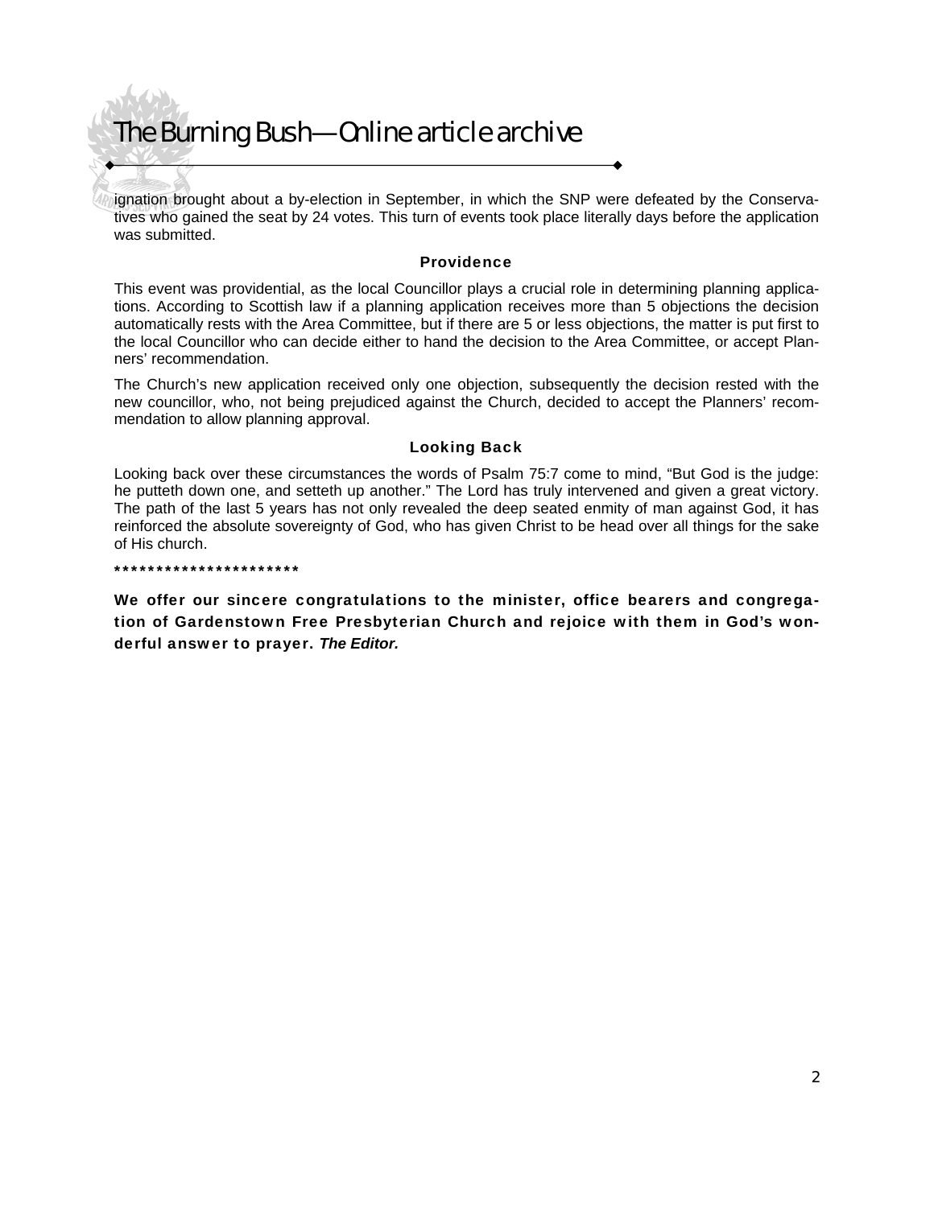ignation brought about a by-election in September, in which the SNP were defeated by the Conservatives who gained the seat by 24 votes. This turn of events took place literally days before the application was submitted.

### Providence

This event was providential, as the local Councillor plays a crucial role in determining planning applications. According to Scottish law if a planning application receives more than 5 objections the decision automatically rests with the Area Committee, but if there are 5 or less objections, the matter is put first to the local Councillor who can decide either to hand the decision to the Area Committee, or accept Planners' recommendation.

The Church's new application received only one objection, subsequently the decision rested with the new councillor, who, not being prejudiced against the Church, decided to accept the Planners' recommendation to allow planning approval.

### Looking Back

Looking back over these circumstances the words of Psalm 75:7 come to mind, "But God is the judge: he putteth down one, and setteth up another." The Lord has truly intervened and given a great victory. The path of the last 5 years has not only revealed the deep seated enmity of man against God, it has reinforced the absolute sovereignty of God, who has given Christ to be head over all things for the sake of His church.

**********************

**We offer our sincere congratulations to the minister, office bearers and congregation of Gardenstown Free Presbyterian Church and rejoice with them in God's wonderful answer to prayer. *The Editor.***